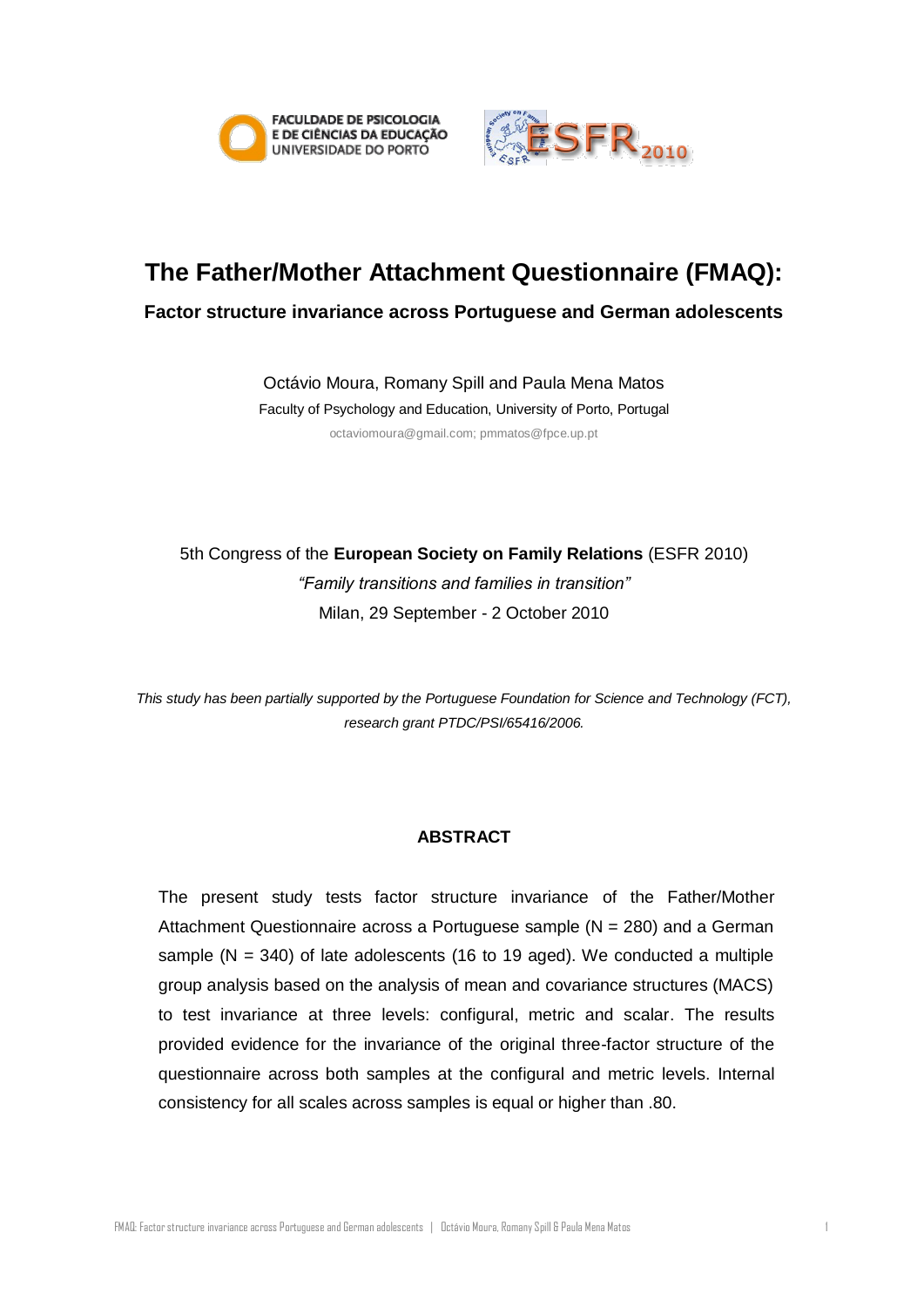FACULDADE DE PSICOLOGIA E DE CIÊNCIAS DA EDUCAÇÃO UNIVERSIDADE DO PORTO

ESFR 2010

# The Father/Mother Attachment Questionnaire (FMAQ):

## Factor structure invariance across Portuguese and German adolescents

Octávio Moura, Romany Spill and Paula Mena Matos

Faculty of Psychology and Education, University of Porto, Portugal

octaviomoura@gmail.com; pmmatos@fpce.up.pt

5th Congress of the **European Society on Family Relations** (ESFR 2010)

*"Family transitions and families in transition"*

Milan, 29 September - 2 October 2010

*This study has been partially supported by the Portuguese Foundation for Science and Technology (FCT), research grant PTDC/PSI/65416/2006.*

### ABSTRACT

The present study tests factor structure invariance of the Father/Mother Attachment Questionnaire across a Portuguese sample (N = 280) and a German sample (N = 340) of late adolescents (16 to 19 aged). We conducted a multiple group analysis based on the analysis of mean and covariance structures (MACS) to test invariance at three levels: configural, metric and scalar. The results provided evidence for the invariance of the original three-factor structure of the questionnaire across both samples at the configural and metric levels. Internal consistency for all scales across samples is equal or higher than .80.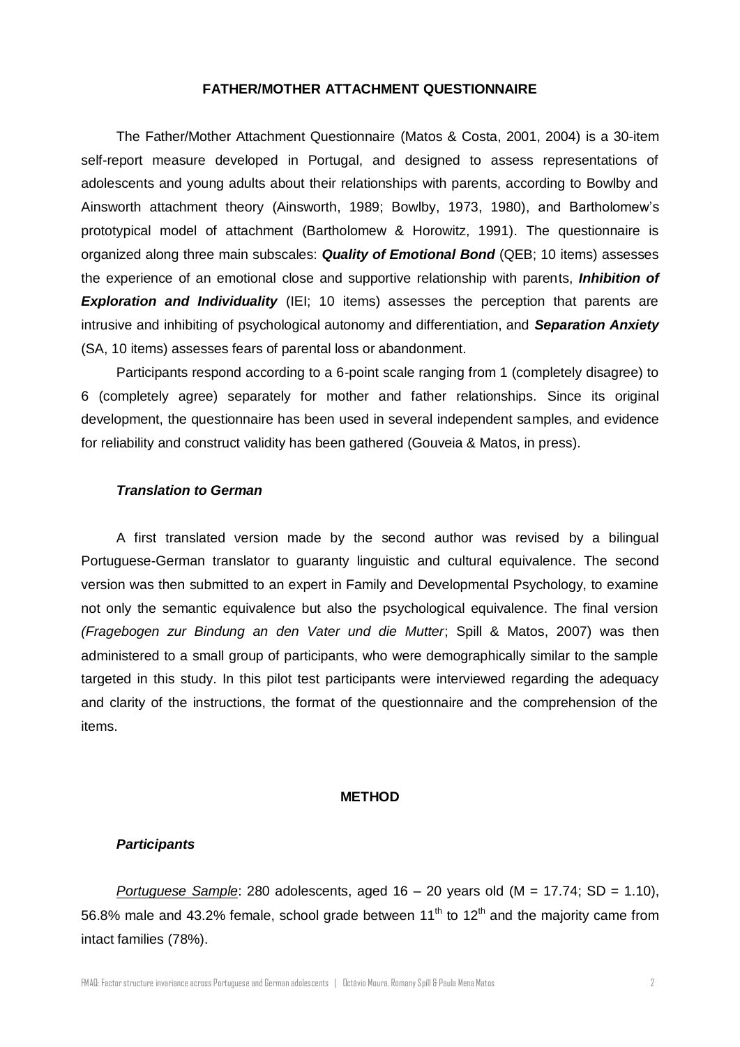## FATHER/MOTHER ATTACHMENT QUESTIONNAIRE

The Father/Mother Attachment Questionnaire (Matos & Costa, 2001, 2004) is a 30-item self-report measure developed in Portugal, and designed to assess representations of adolescents and young adults about their relationships with parents, according to Bowlby and Ainsworth attachment theory (Ainsworth, 1989; Bowlby, 1973, 1980), and Bartholomew's prototypical model of attachment (Bartholomew & Horowitz, 1991). The questionnaire is organized along three main subscales: ***Quality of Emotional Bond*** (QEB; 10 items) assesses the experience of an emotional close and supportive relationship with parents, ***Inhibition of Exploration and Individuality*** (IEI; 10 items) assesses the perception that parents are intrusive and inhibiting of psychological autonomy and differentiation, and ***Separation Anxiety*** (SA, 10 items) assesses fears of parental loss or abandonment.

Participants respond according to a 6-point scale ranging from 1 (completely disagree) to 6 (completely agree) separately for mother and father relationships. Since its original development, the questionnaire has been used in several independent samples, and evidence for reliability and construct validity has been gathered (Gouveia & Matos, in press).

### *Translation to German*

A first translated version made by the second author was revised by a bilingual Portuguese-German translator to guaranty linguistic and cultural equivalence. The second version was then submitted to an expert in Family and Developmental Psychology, to examine not only the semantic equivalence but also the psychological equivalence. The final version *(Fragebogen zur Bindung an den Vater und die Mutter*; Spill & Matos, 2007) was then administered to a small group of participants, who were demographically similar to the sample targeted in this study. In this pilot test participants were interviewed regarding the adequacy and clarity of the instructions, the format of the questionnaire and the comprehension of the items.

## METHOD

### *Participants*

*Portuguese Sample*: 280 adolescents, aged 16 – 20 years old (M = 17.74; SD = 1.10), 56.8% male and 43.2% female, school grade between 11th to 12th and the majority came from intact families (78%).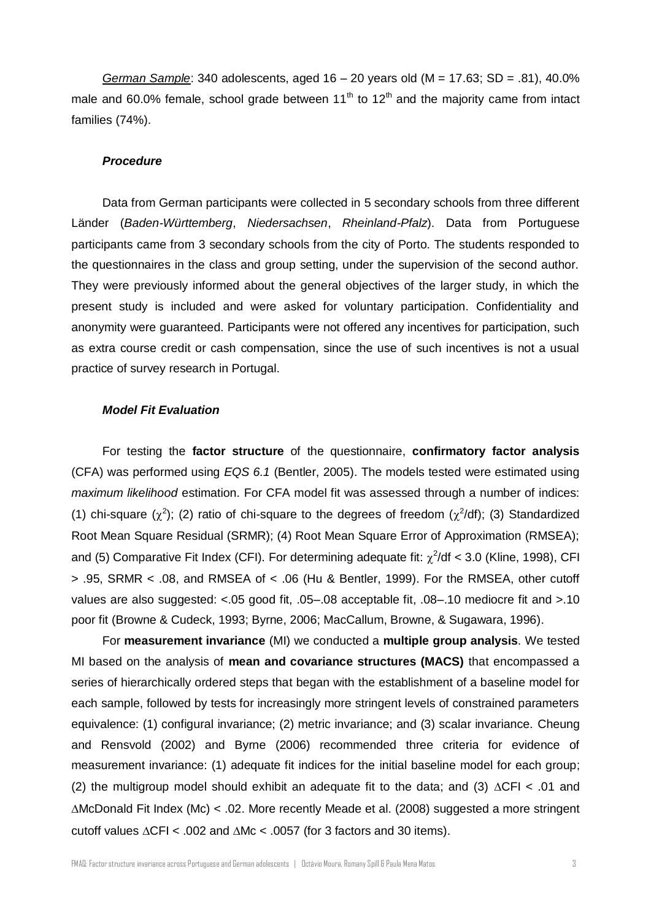*German Sample*: 340 adolescents, aged 16 – 20 years old (M = 17.63; SD = .81), 40.0% male and 60.0% female, school grade between 11[th] to 12[th] and the majority came from intact families (74%).

### *Procedure*

Data from German participants were collected in 5 secondary schools from three different Länder (*Baden-Württemberg*, *Niedersachsen*, *Rheinland-Pfalz*). Data from Portuguese participants came from 3 secondary schools from the city of Porto. The students responded to the questionnaires in the class and group setting, under the supervision of the second author. They were previously informed about the general objectives of the larger study, in which the present study is included and were asked for voluntary participation. Confidentiality and anonymity were guaranteed. Participants were not offered any incentives for participation, such as extra course credit or cash compensation, since the use of such incentives is not a usual practice of survey research in Portugal.

### *Model Fit Evaluation*

For testing the **factor structure** of the questionnaire, **confirmatory factor analysis** (CFA) was performed using *EQS 6.1* (Bentler, 2005). The models tested were estimated using *maximum likelihood* estimation. For CFA model fit was assessed through a number of indices: (1) chi-square ($\chi^2$); (2) ratio of chi-square to the degrees of freedom ($\chi^2$/df); (3) Standardized Root Mean Square Residual (SRMR); (4) Root Mean Square Error of Approximation (RMSEA); and (5) Comparative Fit Index (CFI). For determining adequate fit: $\chi^2$/df < 3.0 (Kline, 1998), CFI > .95, SRMR < .08, and RMSEA of < .06 (Hu & Bentler, 1999). For the RMSEA, other cutoff values are also suggested: <.05 good fit, .05–.08 acceptable fit, .08–.10 mediocre fit and >.10 poor fit (Browne & Cudeck, 1993; Byrne, 2006; MacCallum, Browne, & Sugawara, 1996).

For **measurement invariance** (MI) we conducted a **multiple group analysis**. We tested MI based on the analysis of **mean and covariance structures (MACS)** that encompassed a series of hierarchically ordered steps that began with the establishment of a baseline model for each sample, followed by tests for increasingly more stringent levels of constrained parameters equivalence: (1) configural invariance; (2) metric invariance; and (3) scalar invariance. Cheung and Rensvold (2002) and Byrne (2006) recommended three criteria for evidence of measurement invariance: (1) adequate fit indices for the initial baseline model for each group; (2) the multigroup model should exhibit an adequate fit to the data; and (3) $\Delta$CFI < .01 and $\Delta$McDonald Fit Index (Mc) < .02. More recently Meade et al. (2008) suggested a more stringent cutoff values $\Delta$CFI < .002 and $\Delta$Mc < .0057 (for 3 factors and 30 items).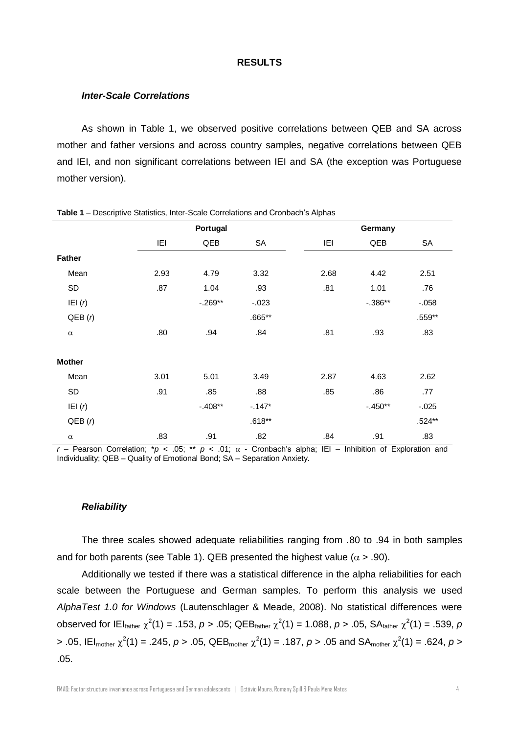# RESULTS

### *Inter-Scale Correlations*

As shown in Table 1, we observed positive correlations between QEB and SA across mother and father versions and across country samples, negative correlations between QEB and IEI, and non significant correlations between IEI and SA (the exception was Portuguese mother version).

**Table 1** – Descriptive Statistics, Inter-Scale Correlations and Cronbach's Alphas

| | Portugal | | | Germany | | |
|---|---|---|---|---|---|---|
| | IEI | QEB | SA | IEI | QEB | SA |
| **Father** | | | | | | |
| Mean | 2.93 | 4.79 | 3.32 | 2.68 | 4.42 | 2.51 |
| SD | .87 | 1.04 | .93 | .81 | 1.01 | .76 |
| IEI (*r*) | | -.269** | -.023 | | -.386** | -.058 |
| QEB (*r*) | | | .665** | | | .559** |
| $\alpha$ | .80 | .94 | .84 | .81 | .93 | .83 |
| **Mother** | | | | | | |
| Mean | 3.01 | 5.01 | 3.49 | 2.87 | 4.63 | 2.62 |
| SD | .91 | .85 | .88 | .85 | .86 | .77 |
| IEI (*r*) | | -.408** | -.147* | | -.450** | -.025 |
| QEB (*r*) | | | .618** | | | .524** |
| $\alpha$ | .83 | .91 | .82 | .84 | .91 | .83 |

*r* – Pearson Correlation; $*p < .05$; $**\ p < .01$; $\alpha$ - Cronbach's alpha; IEI – Inhibition of Exploration and Individuality; QEB – Quality of Emotional Bond; SA – Separation Anxiety.

### *Reliability*

The three scales showed adequate reliabilities ranging from .80 to .94 in both samples and for both parents (see Table 1). QEB presented the highest value ($\alpha > .90$).

Additionally we tested if there was a statistical difference in the alpha reliabilities for each scale between the Portuguese and German samples. To perform this analysis we used *AlphaTest 1.0 for Windows* (Lautenschlager & Meade, 2008). No statistical differences were observed for $IEI_{father}\ \chi^2(1) = .153$, $p > .05$; $QEB_{father}\ \chi^2(1) = 1.088$, $p > .05$, $SA_{father}\ \chi^2(1) = .539$, $p > .05$, $IEI_{mother}\ \chi^2(1) = .245$, $p > .05$, $QEB_{mother}\ \chi^2(1) = .187$, $p > .05$ and $SA_{mother}\ \chi^2(1) = .624$, $p > .05$.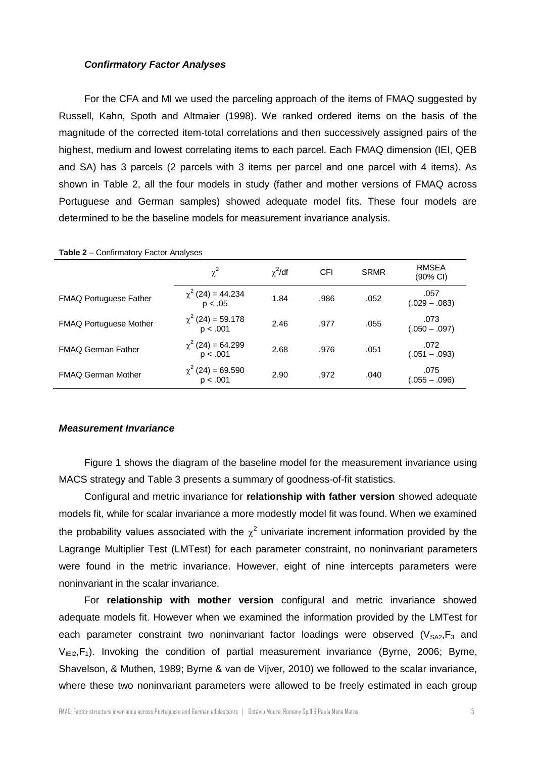### *Confirmatory Factor Analyses*

For the CFA and MI we used the parceling approach of the items of FMAQ suggested by Russell, Kahn, Spoth and Altmaier (1998). We ranked ordered items on the basis of the magnitude of the corrected item-total correlations and then successively assigned pairs of the highest, medium and lowest correlating items to each parcel. Each FMAQ dimension (IEI, QEB and SA) has 3 parcels (2 parcels with 3 items per parcel and one parcel with 4 items). As shown in Table 2, all the four models in study (father and mother versions of FMAQ across Portuguese and German samples) showed adequate model fits. These four models are determined to be the baseline models for measurement invariance analysis.

**Table 2** – Confirmatory Factor Analyses

| | $\chi^2$ | $\chi^2$/df | CFI | SRMR | RMSEA (90% CI) |
|---|---|---|---|---|---|
| FMAQ Portuguese Father | $\chi^2$ (24) = 44.234 $p < .05$ | 1.84 | .986 | .052 | .057 (.029 – .083) |
| FMAQ Portuguese Mother | $\chi^2$ (24) = 59.178 $p < .001$ | 2.46 | .977 | .055 | .073 (.050 – .097) |
| FMAQ German Father | $\chi^2$ (24) = 64.299 $p < .001$ | 2.68 | .976 | .051 | .072 (.051 – .093) |
| FMAQ German Mother | $\chi^2$ (24) = 69.590 $p < .001$ | 2.90 | .972 | .040 | .075 (.055 – .096) |

### *Measurement Invariance*

Figure 1 shows the diagram of the baseline model for the measurement invariance using MACS strategy and Table 3 presents a summary of goodness-of-fit statistics.

Configural and metric invariance for **relationship with father version** showed adequate models fit, while for scalar invariance a more modestly model fit was found. When we examined the probability values associated with the $\chi^2$ univariate increment information provided by the Lagrange Multiplier Test (LMTest) for each parameter constraint, no noninvariant parameters were found in the metric invariance. However, eight of nine intercepts parameters were noninvariant in the scalar invariance.

For **relationship with mother version** configural and metric invariance showed adequate models fit. However when we examined the information provided by the LMTest for each parameter constraint two noninvariant factor loadings were observed ($V_{SA2}$,$F_3$ and $V_{IEI2}$,$F_1$). Invoking the condition of partial measurement invariance (Byrne, 2006; Byrne, Shavelson, & Muthen, 1989; Byrne & van de Vijver, 2010) we followed to the scalar invariance, where these two noninvariant parameters were allowed to be freely estimated in each group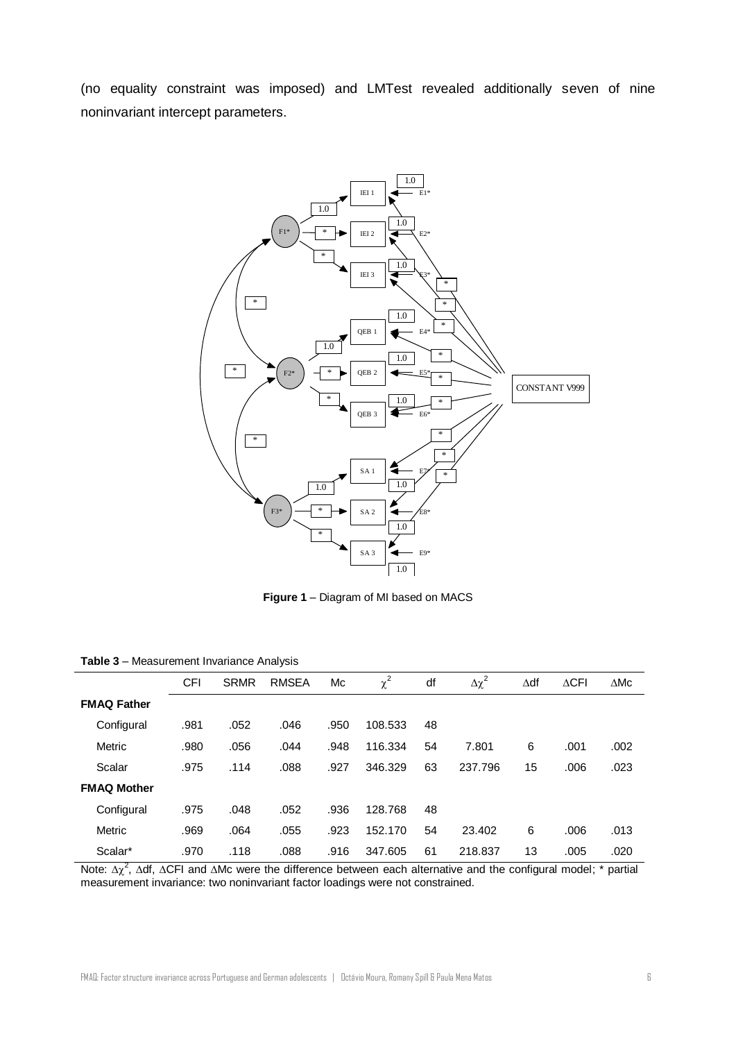(no equality constraint was imposed) and LMTest revealed additionally seven of nine noninvariant intercept parameters.

**Figure 1** – Diagram of MI based on MACS

**Table 3** – Measurement Invariance Analysis

| | CFI | SRMR | RMSEA | Mc | $\chi^2$ | df | $\Delta\chi^2$ | $\Delta$df | $\Delta$CFI | $\Delta$Mc |
|---|---|---|---|---|---|---|---|---|---|---|
| **FMAQ Father** | | | | | | | | | | |
| Configural | .981 | .052 | .046 | .950 | 108.533 | 48 | | | | |
| Metric | .980 | .056 | .044 | .948 | 116.334 | 54 | 7.801 | 6 | .001 | .002 |
| Scalar | .975 | .114 | .088 | .927 | 346.329 | 63 | 237.796 | 15 | .006 | .023 |
| **FMAQ Mother** | | | | | | | | | | |
| Configural | .975 | .048 | .052 | .936 | 128.768 | 48 | | | | |
| Metric | .969 | .064 | .055 | .923 | 152.170 | 54 | 23.402 | 6 | .006 | .013 |
| Scalar* | .970 | .118 | .088 | .916 | 347.605 | 61 | 218.837 | 13 | .005 | .020 |

Note: $\Delta\chi^2$, $\Delta$df, $\Delta$CFI and $\Delta$Mc were the difference between each alternative and the configural model; * partial measurement invariance: two noninvariant factor loadings were not constrained.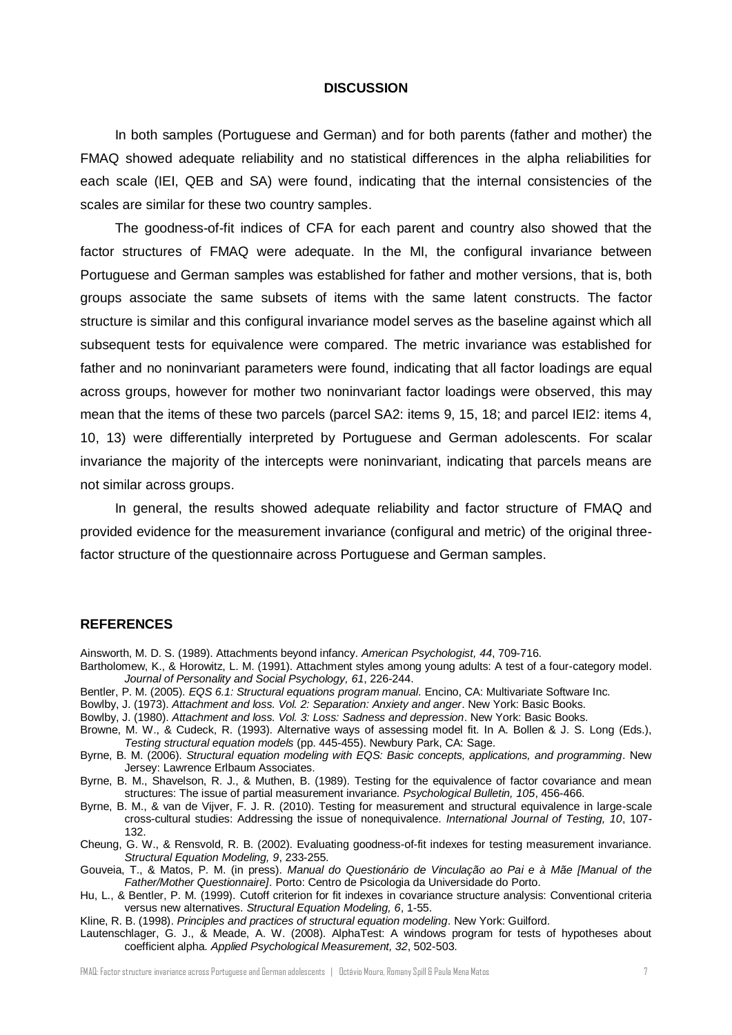## DISCUSSION

In both samples (Portuguese and German) and for both parents (father and mother) the FMAQ showed adequate reliability and no statistical differences in the alpha reliabilities for each scale (IEI, QEB and SA) were found, indicating that the internal consistencies of the scales are similar for these two country samples.

The goodness-of-fit indices of CFA for each parent and country also showed that the factor structures of FMAQ were adequate. In the MI, the configural invariance between Portuguese and German samples was established for father and mother versions, that is, both groups associate the same subsets of items with the same latent constructs. The factor structure is similar and this configural invariance model serves as the baseline against which all subsequent tests for equivalence were compared. The metric invariance was established for father and no noninvariant parameters were found, indicating that all factor loadings are equal across groups, however for mother two noninvariant factor loadings were observed, this may mean that the items of these two parcels (parcel SA2: items 9, 15, 18; and parcel IEI2: items 4, 10, 13) were differentially interpreted by Portuguese and German adolescents. For scalar invariance the majority of the intercepts were noninvariant, indicating that parcels means are not similar across groups.

In general, the results showed adequate reliability and factor structure of FMAQ and provided evidence for the measurement invariance (configural and metric) of the original three-factor structure of the questionnaire across Portuguese and German samples.

## REFERENCES

Ainsworth, M. D. S. (1989). Attachments beyond infancy. *American Psychologist, 44*, 709-716.

Bartholomew, K., & Horowitz, L. M. (1991). Attachment styles among young adults: A test of a four-category model. *Journal of Personality and Social Psychology, 61*, 226-244.

Bentler, P. M. (2005). *EQS 6.1: Structural equations program manual*. Encino, CA: Multivariate Software Inc.

Bowlby, J. (1973). *Attachment and loss. Vol. 2: Separation: Anxiety and anger*. New York: Basic Books.

Bowlby, J. (1980). *Attachment and loss. Vol. 3: Loss: Sadness and depression*. New York: Basic Books.

Browne, M. W., & Cudeck, R. (1993). Alternative ways of assessing model fit. In A. Bollen & J. S. Long (Eds.), *Testing structural equation models* (pp. 445-455). Newbury Park, CA: Sage.

Byrne, B. M. (2006). *Structural equation modeling with EQS: Basic concepts, applications, and programming*. New Jersey: Lawrence Erlbaum Associates.

Byrne, B. M., Shavelson, R. J., & Muthen, B. (1989). Testing for the equivalence of factor covariance and mean structures: The issue of partial measurement invariance. *Psychological Bulletin, 105*, 456-466.

Byrne, B. M., & van de Vijver, F. J. R. (2010). Testing for measurement and structural equivalence in large-scale cross-cultural studies: Addressing the issue of nonequivalence. *International Journal of Testing, 10*, 107-132.

Cheung, G. W., & Rensvold, R. B. (2002). Evaluating goodness-of-fit indexes for testing measurement invariance. *Structural Equation Modeling, 9*, 233-255.

Gouveia, T., & Matos, P. M. (in press). *Manual do Questionário de Vinculação ao Pai e à Mãe [Manual of the Father/Mother Questionnaire]*. Porto: Centro de Psicologia da Universidade do Porto.

Hu, L., & Bentler, P. M. (1999). Cutoff criterion for fit indexes in covariance structure analysis: Conventional criteria versus new alternatives. *Structural Equation Modeling, 6*, 1-55.

Kline, R. B. (1998). *Principles and practices of structural equation modeling*. New York: Guilford.

Lautenschlager, G. J., & Meade, A. W. (2008). AlphaTest: A windows program for tests of hypotheses about coefficient alpha. *Applied Psychological Measurement, 32*, 502-503.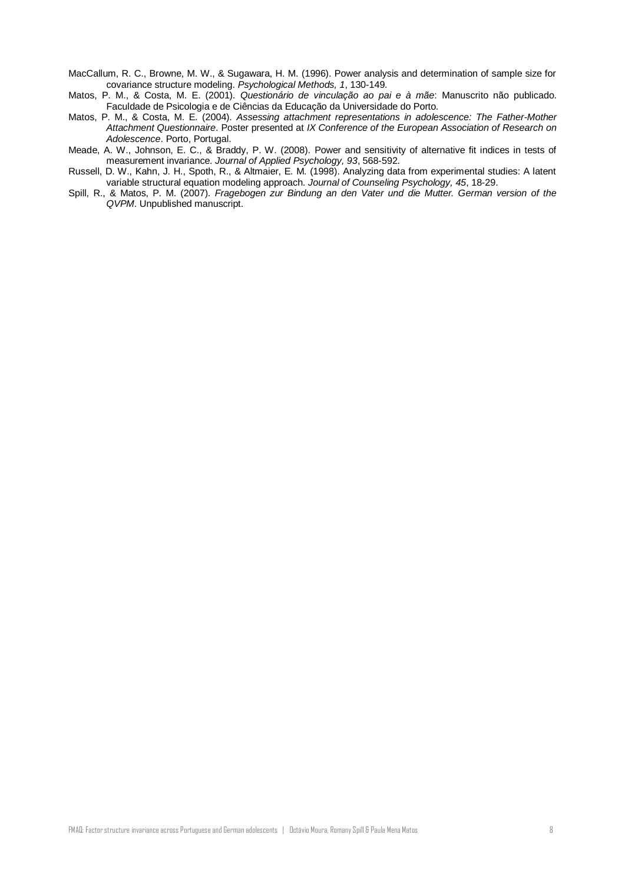MacCallum, R. C., Browne, M. W., & Sugawara, H. M. (1996). Power analysis and determination of sample size for covariance structure modeling. *Psychological Methods, 1*, 130-149.

Matos, P. M., & Costa, M. E. (2001). *Questionário de vinculação ao pai e à mãe*: Manuscrito não publicado. Faculdade de Psicologia e de Ciências da Educação da Universidade do Porto.

Matos, P. M., & Costa, M. E. (2004). *Assessing attachment representations in adolescence: The Father-Mother Attachment Questionnaire*. Poster presented at *IX Conference of the European Association of Research on Adolescence*. Porto, Portugal.

Meade, A. W., Johnson, E. C., & Braddy, P. W. (2008). Power and sensitivity of alternative fit indices in tests of measurement invariance. *Journal of Applied Psychology, 93*, 568-592.

Russell, D. W., Kahn, J. H., Spoth, R., & Altmaier, E. M. (1998). Analyzing data from experimental studies: A latent variable structural equation modeling approach. *Journal of Counseling Psychology, 45*, 18-29.

Spill, R., & Matos, P. M. (2007). *Fragebogen zur Bindung an den Vater und die Mutter. German version of the QVPM*. Unpublished manuscript.